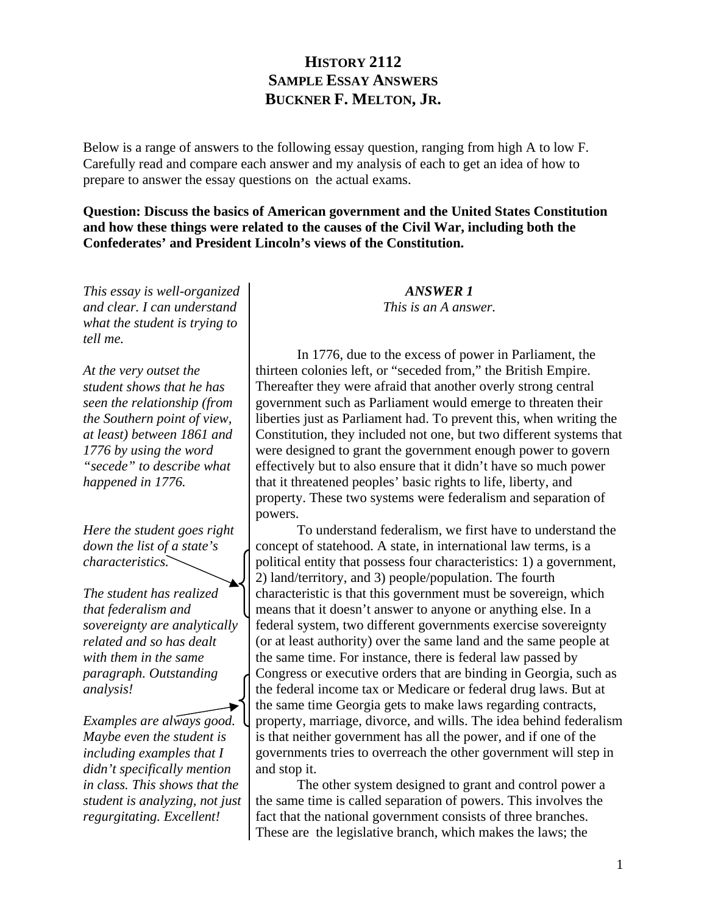# HISTORY 2112
## SAMPLE ESSAY ANSWERS
### BUCKNER F. MELTON, JR.

Below is a range of answers to the following essay question, ranging from high A to low F. Carefully read and compare each answer and my analysis of each to get an idea of how to prepare to answer the essay questions on the actual exams.

**Question: Discuss the basics of American government and the United States Constitution and how these things were related to the causes of the Civil War, including both the Confederates' and President Lincoln's views of the Constitution.**

***ANSWER 1***

*This is an A answer.*

*This essay is well-organized and clear. I can understand what the student is trying to tell me.*

In 1776, due to the excess of power in Parliament, the thirteen colonies left, or "seceded from," the British Empire. Thereafter they were afraid that another overly strong central government such as Parliament would emerge to threaten their liberties just as Parliament had. To prevent this, when writing the Constitution, they included not one, but two different systems that were designed to grant the government enough power to govern effectively but to also ensure that it didn't have so much power that it threatened peoples' basic rights to life, liberty, and property. These two systems were federalism and separation of powers.

*At the very outset the student shows that he has seen the relationship (from the Southern point of view, at least) between 1861 and 1776 by using the word "secede" to describe what happened in 1776.*

To understand federalism, we first have to understand the concept of statehood. A state, in international law terms, is a political entity that possess four characteristics: 1) a government, 2) land/territory, and 3) people/population. The fourth characteristic is that this government must be sovereign, which means that it doesn't answer to anyone or anything else. In a federal system, two different governments exercise sovereignty (or at least authority) over the same land and the same people at the same time. For instance, there is federal law passed by Congress or executive orders that are binding in Georgia, such as the federal income tax or Medicare or federal drug laws. But at the same time Georgia gets to make laws regarding contracts, property, marriage, divorce, and wills. The idea behind federalism is that neither government has all the power, and if one of the governments tries to overreach the other government will step in and stop it.

*Here the student goes right down the list of a state's characteristics.*

*The student has realized that federalism and sovereignty are analytically related and so has dealt with them in the same paragraph. Outstanding analysis!*

*Examples are always good. Maybe even the student is including examples that I didn't specifically mention in class. This shows that the student is analyzing, not just regurgitating. Excellent!*

The other system designed to grant and control power a the same time is called separation of powers. This involves the fact that the national government consists of three branches. These are the legislative branch, which makes the laws; the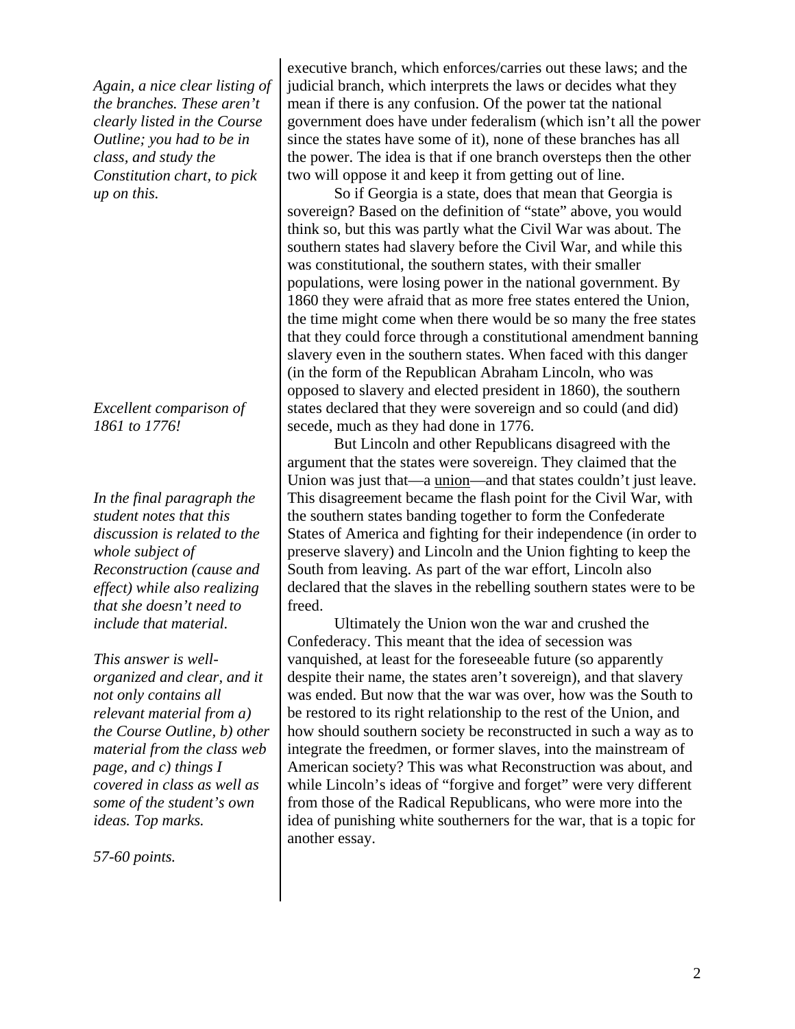*Again, a nice clear listing of the branches. These aren't clearly listed in the Course Outline; you had to be in class, and study the Constitution chart, to pick up on this.*

executive branch, which enforces/carries out these laws; and the judicial branch, which interprets the laws or decides what they mean if there is any confusion. Of the power tat the national government does have under federalism (which isn't all the power since the states have some of it), none of these branches has all the power. The idea is that if one branch oversteps then the other two will oppose it and keep it from getting out of line.

So if Georgia is a state, does that mean that Georgia is sovereign? Based on the definition of "state" above, you would think so, but this was partly what the Civil War was about. The southern states had slavery before the Civil War, and while this was constitutional, the southern states, with their smaller populations, were losing power in the national government. By 1860 they were afraid that as more free states entered the Union, the time might come when there would be so many the free states that they could force through a constitutional amendment banning slavery even in the southern states. When faced with this danger (in the form of the Republican Abraham Lincoln, who was opposed to slavery and elected president in 1860), the southern states declared that they were sovereign and so could (and did) secede, much as they had done in 1776.

*Excellent comparison of 1861 to 1776!*

But Lincoln and other Republicans disagreed with the argument that the states were sovereign. They claimed that the Union was just that—a <u>union</u>—and that states couldn't just leave. This disagreement became the flash point for the Civil War, with the southern states banding together to form the Confederate States of America and fighting for their independence (in order to preserve slavery) and Lincoln and the Union fighting to keep the South from leaving. As part of the war effort, Lincoln also declared that the slaves in the rebelling southern states were to be freed.

*In the final paragraph the student notes that this discussion is related to the whole subject of Reconstruction (cause and effect) while also realizing that she doesn't need to include that material.*

Ultimately the Union won the war and crushed the Confederacy. This meant that the idea of secession was vanquished, at least for the foreseeable future (so apparently despite their name, the states aren't sovereign), and that slavery was ended. But now that the war was over, how was the South to be restored to its right relationship to the rest of the Union, and how should southern society be reconstructed in such a way as to integrate the freedmen, or former slaves, into the mainstream of American society? This was what Reconstruction was about, and while Lincoln's ideas of "forgive and forget" were very different from those of the Radical Republicans, who were more into the idea of punishing white southerners for the war, that is a topic for another essay.

*This answer is well-organized and clear, and it not only contains all relevant material from a) the Course Outline, b) other material from the class web page, and c) things I covered in class as well as some of the student's own ideas. Top marks.*

*57-60 points.*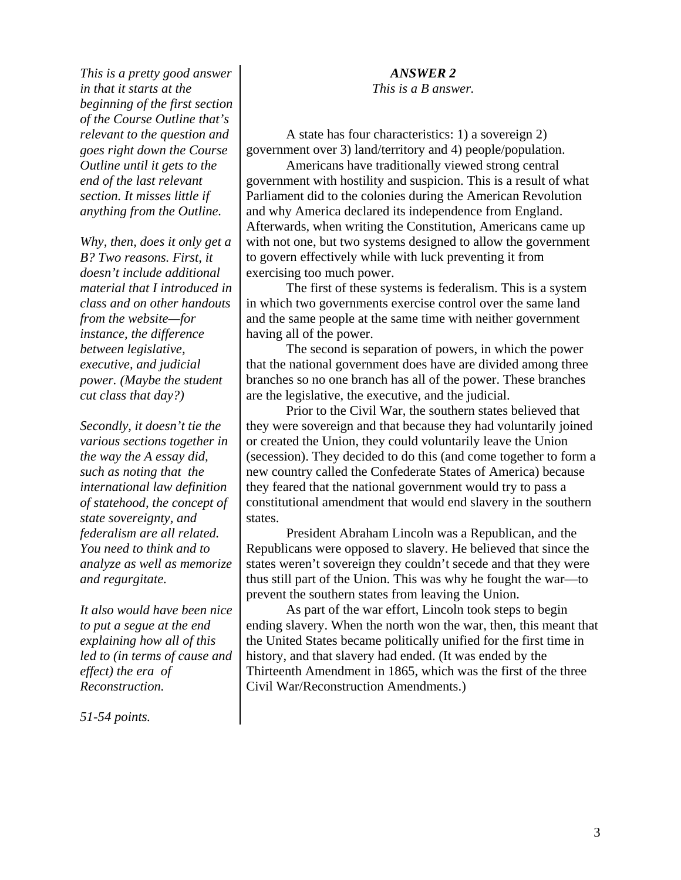### *ANSWER 2*

*This is a B answer.*

A state has four characteristics: 1) a sovereign 2) government over 3) land/territory and 4) people/population.

Americans have traditionally viewed strong central government with hostility and suspicion. This is a result of what Parliament did to the colonies during the American Revolution and why America declared its independence from England. Afterwards, when writing the Constitution, Americans came up with not one, but two systems designed to allow the government to govern effectively while with luck preventing it from exercising too much power.

The first of these systems is federalism. This is a system in which two governments exercise control over the same land and the same people at the same time with neither government having all of the power.

The second is separation of powers, in which the power that the national government does have are divided among three branches so no one branch has all of the power. These branches are the legislative, the executive, and the judicial.

Prior to the Civil War, the southern states believed that they were sovereign and that because they had voluntarily joined or created the Union, they could voluntarily leave the Union (secession). They decided to do this (and come together to form a new country called the Confederate States of America) because they feared that the national government would try to pass a constitutional amendment that would end slavery in the southern states.

President Abraham Lincoln was a Republican, and the Republicans were opposed to slavery. He believed that since the states weren't sovereign they couldn't secede and that they were thus still part of the Union. This was why he fought the war—to prevent the southern states from leaving the Union.

As part of the war effort, Lincoln took steps to begin ending slavery. When the north won the war, then, this meant that the United States became politically unified for the first time in history, and that slavery had ended. (It was ended by the Thirteenth Amendment in 1865, which was the first of the three Civil War/Reconstruction Amendments.)

*This is a pretty good answer in that it starts at the beginning of the first section of the Course Outline that's relevant to the question and goes right down the Course Outline until it gets to the end of the last relevant section. It misses little if anything from the Outline.*

*Why, then, does it only get a B? Two reasons. First, it doesn't include additional material that I introduced in class and on other handouts from the website—for instance, the difference between legislative, executive, and judicial power. (Maybe the student cut class that day?)*

*Secondly, it doesn't tie the various sections together in the way the A essay did, such as noting that the international law definition of statehood, the concept of state sovereignty, and federalism are all related. You need to think and to analyze as well as memorize and regurgitate.*

*It also would have been nice to put a segue at the end explaining how all of this led to (in terms of cause and effect) the era of Reconstruction.*

*51-54 points.*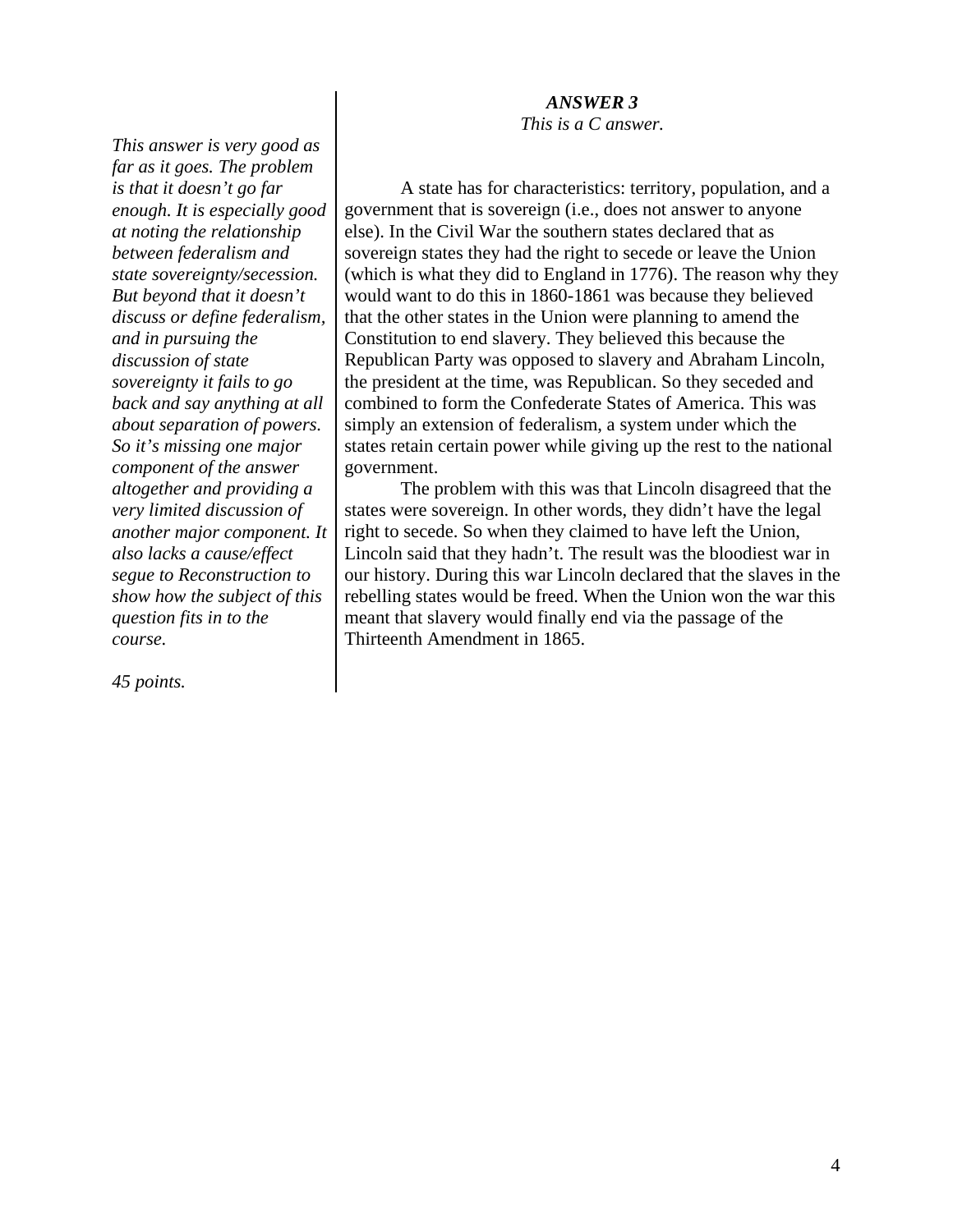***ANSWER 3***

*This is a C answer.*

*This answer is very good as far as it goes. The problem is that it doesn't go far enough. It is especially good at noting the relationship between federalism and state sovereignty/secession. But beyond that it doesn't discuss or define federalism, and in pursuing the discussion of state sovereignty it fails to go back and say anything at all about separation of powers. So it's missing one major component of the answer altogether and providing a very limited discussion of another major component. It also lacks a cause/effect segue to Reconstruction to show how the subject of this question fits in to the course.*

*45 points.*

A state has for characteristics: territory, population, and a government that is sovereign (i.e., does not answer to anyone else). In the Civil War the southern states declared that as sovereign states they had the right to secede or leave the Union (which is what they did to England in 1776). The reason why they would want to do this in 1860-1861 was because they believed that the other states in the Union were planning to amend the Constitution to end slavery. They believed this because the Republican Party was opposed to slavery and Abraham Lincoln, the president at the time, was Republican. So they seceded and combined to form the Confederate States of America. This was simply an extension of federalism, a system under which the states retain certain power while giving up the rest to the national government.

The problem with this was that Lincoln disagreed that the states were sovereign. In other words, they didn't have the legal right to secede. So when they claimed to have left the Union, Lincoln said that they hadn't. The result was the bloodiest war in our history. During this war Lincoln declared that the slaves in the rebelling states would be freed. When the Union won the war this meant that slavery would finally end via the passage of the Thirteenth Amendment in 1865.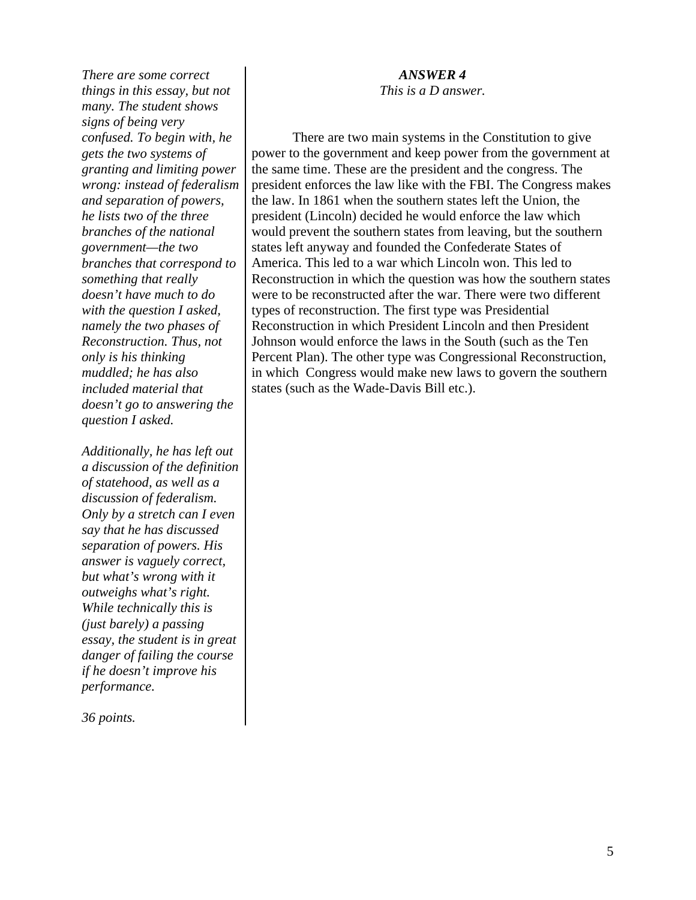***ANSWER 4***

*This is a D answer.*

There are two main systems in the Constitution to give power to the government and keep power from the government at the same time. These are the president and the congress. The president enforces the law like with the FBI. The Congress makes the law. In 1861 when the southern states left the Union, the president (Lincoln) decided he would enforce the law which would prevent the southern states from leaving, but the southern states left anyway and founded the Confederate States of America. This led to a war which Lincoln won. This led to Reconstruction in which the question was how the southern states were to be reconstructed after the war. There were two different types of reconstruction. The first type was Presidential Reconstruction in which President Lincoln and then President Johnson would enforce the laws in the South (such as the Ten Percent Plan). The other type was Congressional Reconstruction, in which Congress would make new laws to govern the southern states (such as the Wade-Davis Bill etc.).

*There are some correct things in this essay, but not many. The student shows signs of being very confused. To begin with, he gets the two systems of granting and limiting power wrong: instead of federalism and separation of powers, he lists two of the three branches of the national government—the two branches that correspond to something that really doesn't have much to do with the question I asked, namely the two phases of Reconstruction. Thus, not only is his thinking muddled; he has also included material that doesn't go to answering the question I asked.*

*Additionally, he has left out a discussion of the definition of statehood, as well as a discussion of federalism. Only by a stretch can I even say that he has discussed separation of powers. His answer is vaguely correct, but what's wrong with it outweighs what's right. While technically this is (just barely) a passing essay, the student is in great danger of failing the course if he doesn't improve his performance.*

*36 points.*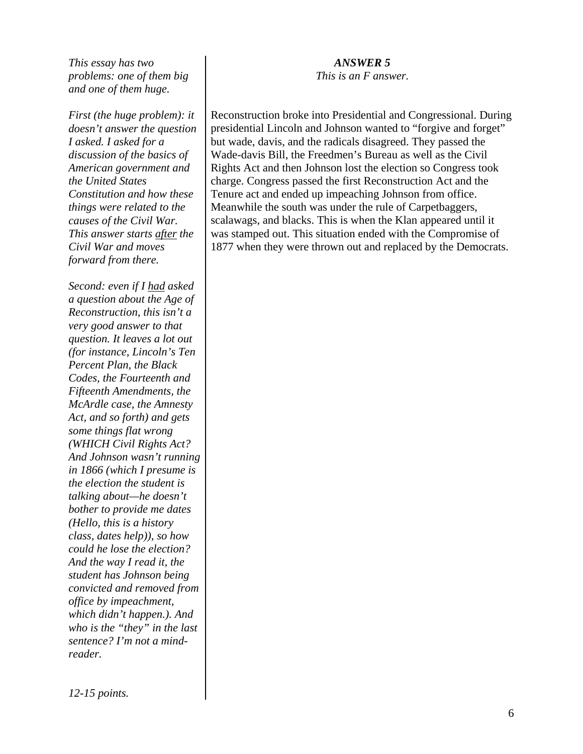### *ANSWER 5*

*This is an F answer.*

Reconstruction broke into Presidential and Congressional. During presidential Lincoln and Johnson wanted to "forgive and forget" but wade, davis, and the radicals disagreed. They passed the Wade-davis Bill, the Freedmen's Bureau as well as the Civil Rights Act and then Johnson lost the election so Congress took charge. Congress passed the first Reconstruction Act and the Tenure act and ended up impeaching Johnson from office. Meanwhile the south was under the rule of Carpetbaggers, scalawags, and blacks. This is when the Klan appeared until it was stamped out. This situation ended with the Compromise of 1877 when they were thrown out and replaced by the Democrats.

*This essay has two problems: one of them big and one of them huge.*

*First (the huge problem): it doesn't answer the question I asked. I asked for a discussion of the basics of American government and the United States Constitution and how these things were related to the causes of the Civil War. This answer starts <u>after</u> the Civil War and moves forward from there.*

*Second: even if I <u>had</u> asked a question about the Age of Reconstruction, this isn't a very good answer to that question. It leaves a lot out (for instance, Lincoln's Ten Percent Plan, the Black Codes, the Fourteenth and Fifteenth Amendments, the McArdle case, the Amnesty Act, and so forth) and gets some things flat wrong (WHICH Civil Rights Act? And Johnson wasn't running in 1866 (which I presume is the election the student is talking about—he doesn't bother to provide me dates (Hello, this is a history class, dates help)), so how could he lose the election? And the way I read it, the student has Johnson being convicted and removed from office by impeachment, which didn't happen.). And who is the "they" in the last sentence? I'm not a mind-reader.*

*12-15 points.*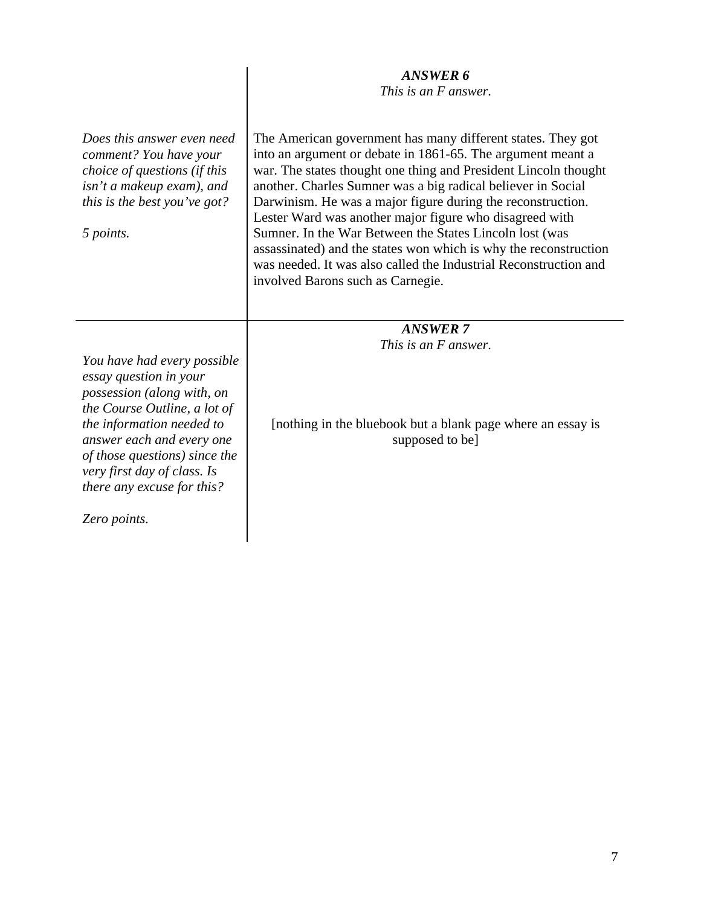| | |
|---|---|
| | ***ANSWER 6***<br>*This is an F answer.* |
| *Does this answer even need comment? You have your choice of questions (if this isn't a makeup exam), and this is the best you've got?*<br><br>*5 points.* | The American government has many different states. They got into an argument or debate in 1861-65. The argument meant a war. The states thought one thing and President Lincoln thought another. Charles Sumner was a big radical believer in Social Darwinism. He was a major figure during the reconstruction. Lester Ward was another major figure who disagreed with Sumner. In the War Between the States Lincoln lost (was assassinated) and the states won which is why the reconstruction was needed. It was also called the Industrial Reconstruction and involved Barons such as Carnegie. |
| | ***ANSWER 7***<br>*This is an F answer.* |
| *You have had every possible essay question in your possession (along with, on the Course Outline, a lot of the information needed to answer each and every one of those questions) since the very first day of class. Is there any excuse for this?*<br><br>*Zero points.* | [nothing in the bluebook but a blank page where an essay is supposed to be] |